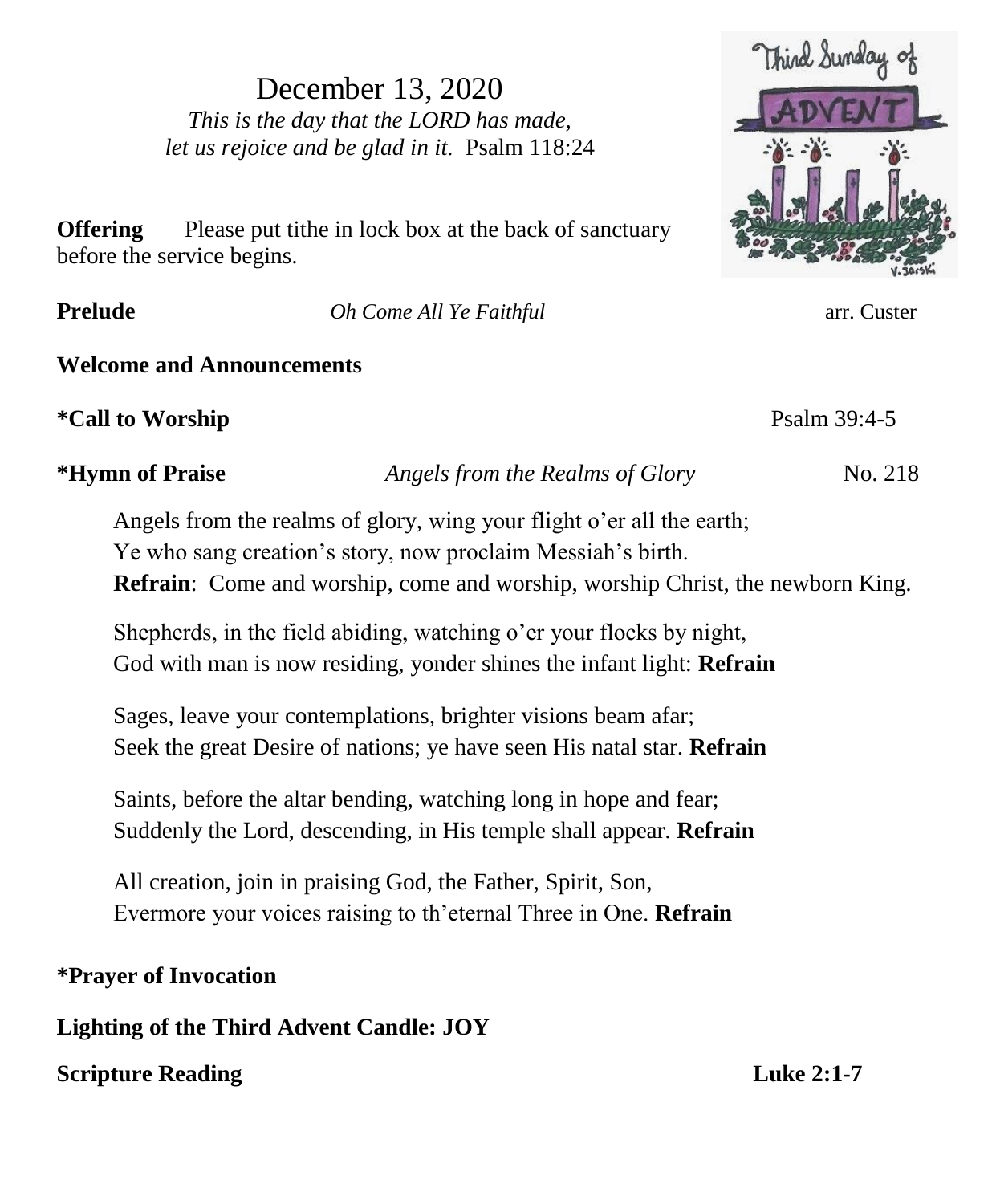December 13, 2020

*This is the day that the LORD has made,*
*let us rejoice and be glad in it.* Psalm 118:24

**Offering** Please put tithe in lock box at the back of sanctuary before the service begins.

**Prelude** *Oh Come All Ye Faithful* arr. Custer

**Welcome and Announcements**

**\*Call to Worship** Psalm 39:4-5

**\*Hymn of Praise** *Angels from the Realms of Glory* No. 218

Angels from the realms of glory, wing your flight o'er all the earth;
Ye who sang creation's story, now proclaim Messiah's birth.
**Refrain**: Come and worship, come and worship, worship Christ, the newborn King.

Shepherds, in the field abiding, watching o'er your flocks by night,
God with man is now residing, yonder shines the infant light: **Refrain**

Sages, leave your contemplations, brighter visions beam afar;
Seek the great Desire of nations; ye have seen His natal star. **Refrain**

Saints, before the altar bending, watching long in hope and fear;
Suddenly the Lord, descending, in His temple shall appear. **Refrain**

All creation, join in praising God, the Father, Spirit, Son,
Evermore your voices raising to th'eternal Three in One. **Refrain**

**\*Prayer of Invocation**

**Lighting of the Third Advent Candle: JOY**

**Scripture Reading** **Luke 2:1-7**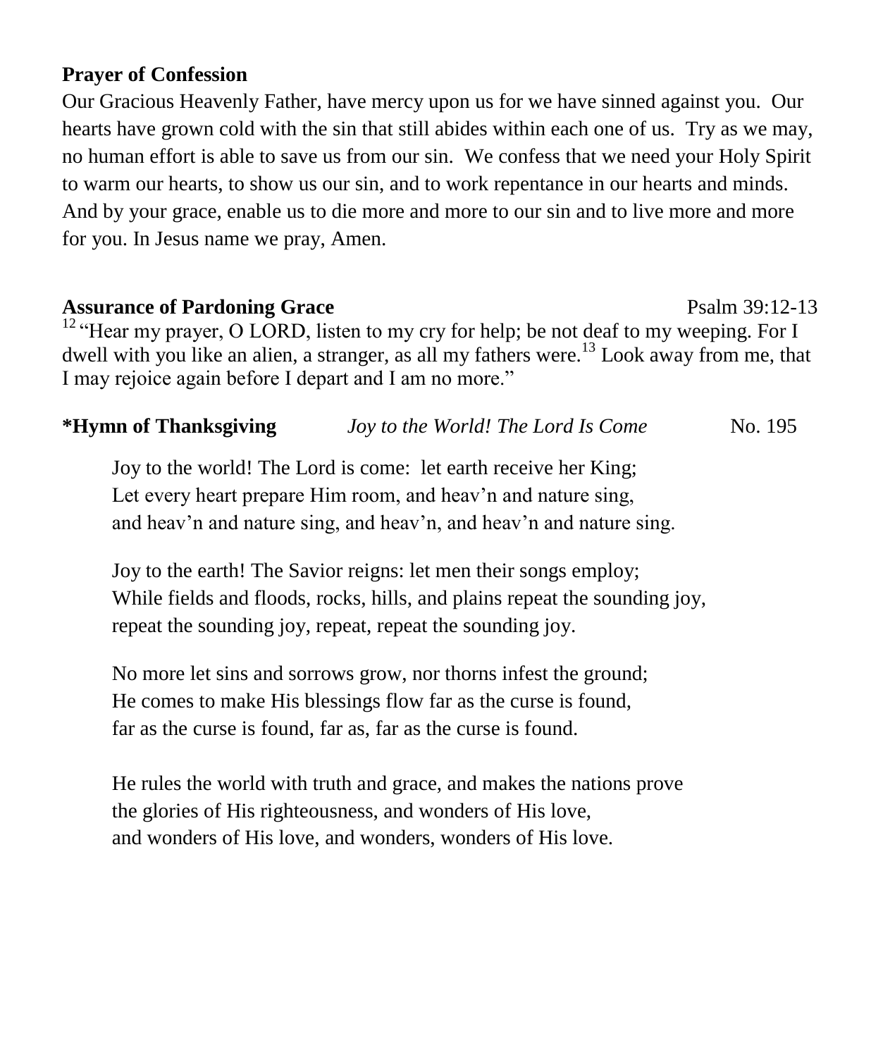**Prayer of Confession**

Our Gracious Heavenly Father, have mercy upon us for we have sinned against you. Our hearts have grown cold with the sin that still abides within each one of us. Try as we may, no human effort is able to save us from our sin. We confess that we need your Holy Spirit to warm our hearts, to show us our sin, and to work repentance in our hearts and minds. And by your grace, enable us to die more and more to our sin and to live more and more for you. In Jesus name we pray, Amen.

**Assurance of Pardoning Grace** Psalm 39:12-13

[12] "Hear my prayer, O LORD, listen to my cry for help; be not deaf to my weeping. For I dwell with you like an alien, a stranger, as all my fathers were.[13] Look away from me, that I may rejoice again before I depart and I am no more."

**\*Hymn of Thanksgiving** *Joy to the World! The Lord Is Come* No. 195

Joy to the world! The Lord is come: let earth receive her King;
Let every heart prepare Him room, and heav'n and nature sing,
and heav'n and nature sing, and heav'n, and heav'n and nature sing.

Joy to the earth! The Savior reigns: let men their songs employ;
While fields and floods, rocks, hills, and plains repeat the sounding joy,
repeat the sounding joy, repeat, repeat the sounding joy.

No more let sins and sorrows grow, nor thorns infest the ground;
He comes to make His blessings flow far as the curse is found,
far as the curse is found, far as, far as the curse is found.

He rules the world with truth and grace, and makes the nations prove
the glories of His righteousness, and wonders of His love,
and wonders of His love, and wonders, wonders of His love.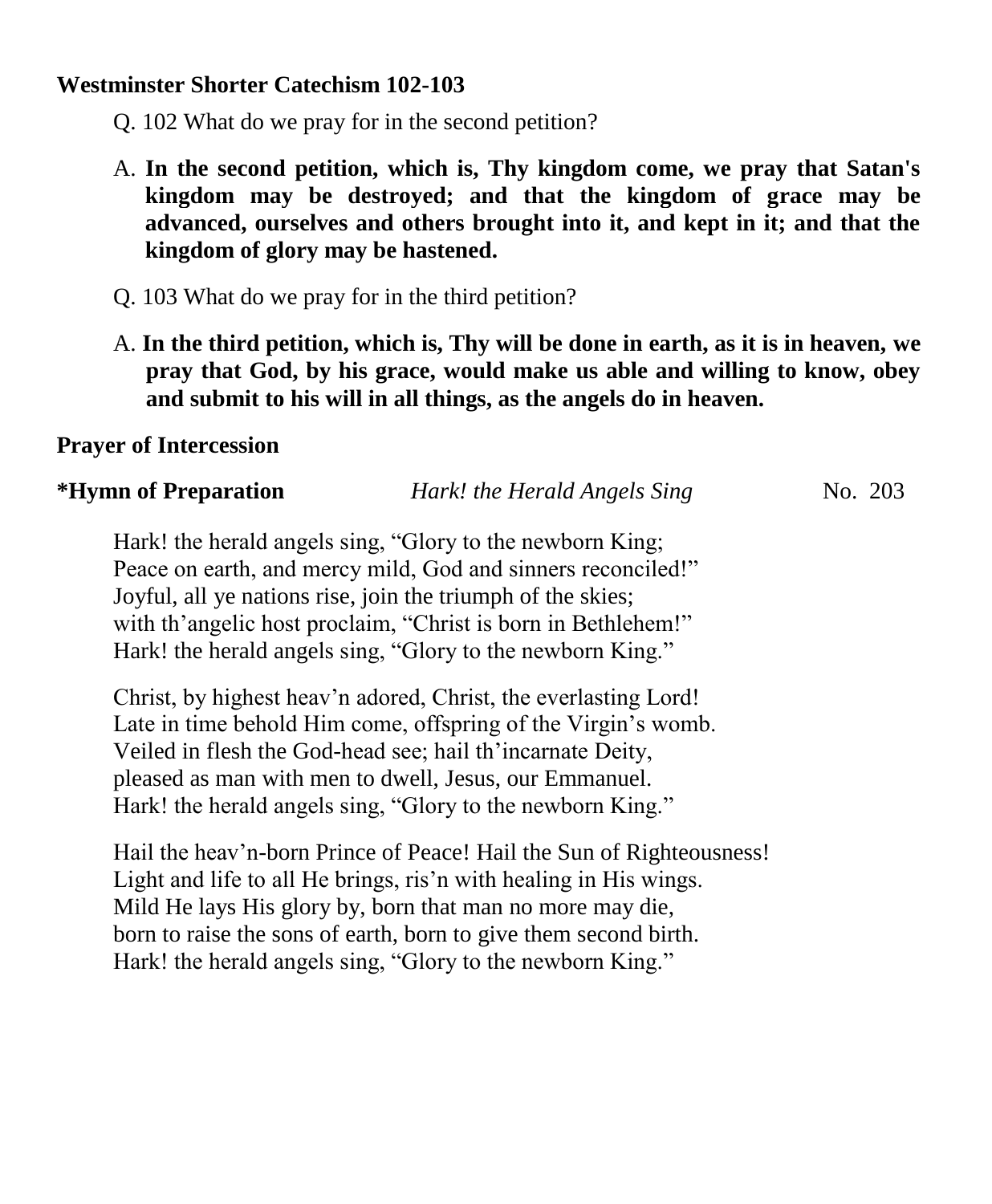**Westminster Shorter Catechism 102-103**

Q. 102 What do we pray for in the second petition?

A. **In the second petition, which is, Thy kingdom come, we pray that Satan's kingdom may be destroyed; and that the kingdom of grace may be advanced, ourselves and others brought into it, and kept in it; and that the kingdom of glory may be hastened.**

Q. 103 What do we pray for in the third petition?

A. **In the third petition, which is, Thy will be done in earth, as it is in heaven, we pray that God, by his grace, would make us able and willing to know, obey and submit to his will in all things, as the angels do in heaven.**

**Prayer of Intercession**

**\*Hymn of Preparation** *Hark! the Herald Angels Sing* No. 203

Hark! the herald angels sing, "Glory to the newborn King;
Peace on earth, and mercy mild, God and sinners reconciled!"
Joyful, all ye nations rise, join the triumph of the skies;
with th'angelic host proclaim, "Christ is born in Bethlehem!"
Hark! the herald angels sing, "Glory to the newborn King."

Christ, by highest heav'n adored, Christ, the everlasting Lord!
Late in time behold Him come, offspring of the Virgin's womb.
Veiled in flesh the God-head see; hail th'incarnate Deity,
pleased as man with men to dwell, Jesus, our Emmanuel.
Hark! the herald angels sing, "Glory to the newborn King."

Hail the heav'n-born Prince of Peace! Hail the Sun of Righteousness!
Light and life to all He brings, ris'n with healing in His wings.
Mild He lays His glory by, born that man no more may die,
born to raise the sons of earth, born to give them second birth.
Hark! the herald angels sing, "Glory to the newborn King."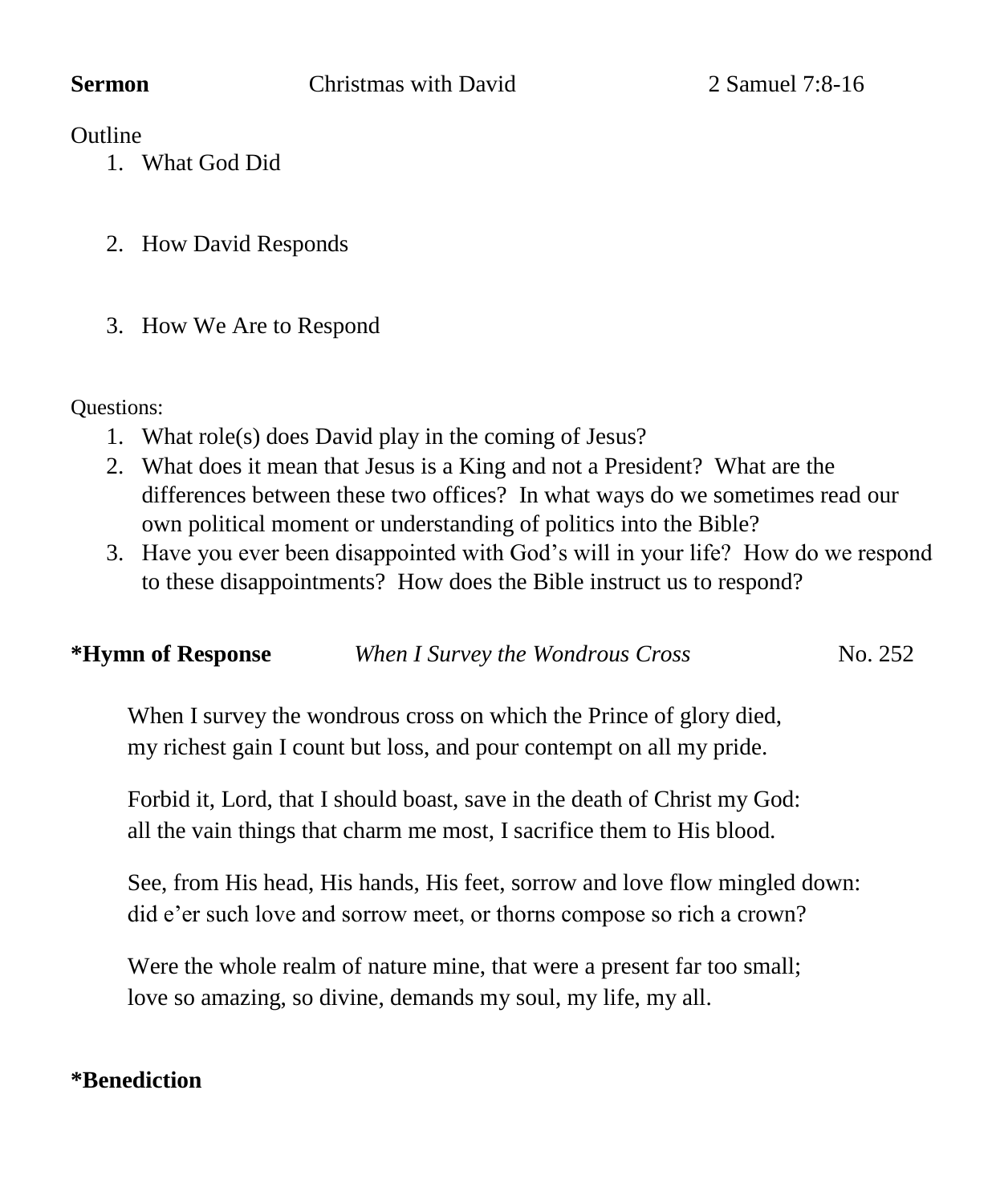**Sermon** Christmas with David 2 Samuel 7:8-16

Outline

1. What God Did

2. How David Responds

3. How We Are to Respond

Questions:

1. What role(s) does David play in the coming of Jesus?
2. What does it mean that Jesus is a King and not a President? What are the differences between these two offices? In what ways do we sometimes read our own political moment or understanding of politics into the Bible?
3. Have you ever been disappointed with God's will in your life? How do we respond to these disappointments? How does the Bible instruct us to respond?

**\*Hymn of Response** *When I Survey the Wondrous Cross* No. 252

When I survey the wondrous cross on which the Prince of glory died,
my richest gain I count but loss, and pour contempt on all my pride.

Forbid it, Lord, that I should boast, save in the death of Christ my God:
all the vain things that charm me most, I sacrifice them to His blood.

See, from His head, His hands, His feet, sorrow and love flow mingled down:
did e'er such love and sorrow meet, or thorns compose so rich a crown?

Were the whole realm of nature mine, that were a present far too small;
love so amazing, so divine, demands my soul, my life, my all.

**\*Benediction**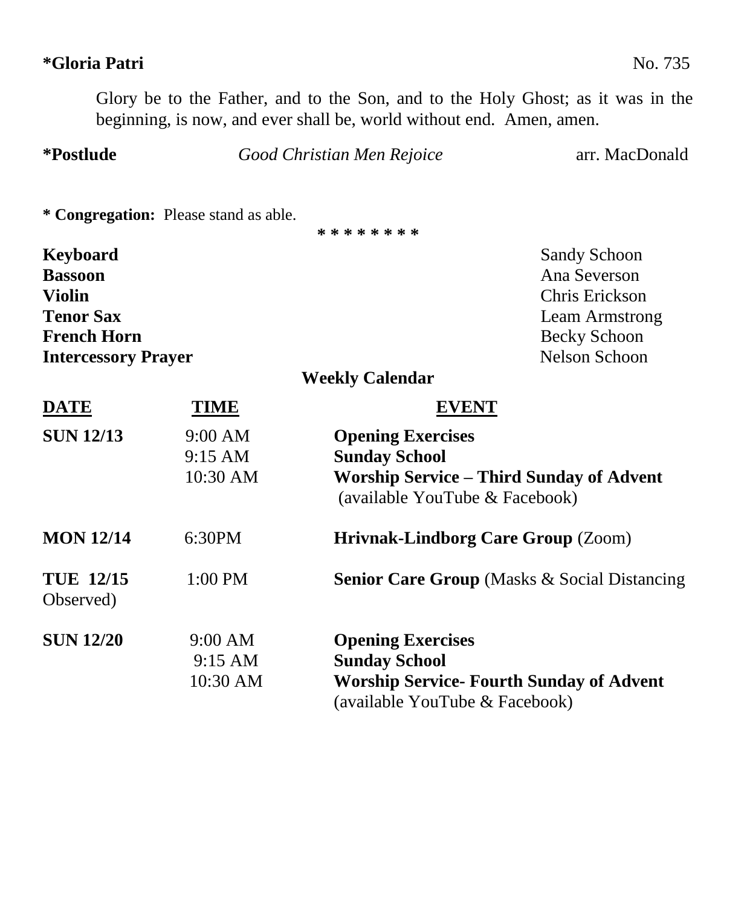**\*Gloria Patri** No. 735

Glory be to the Father, and to the Son, and to the Holy Ghost; as it was in the beginning, is now, and ever shall be, world without end. Amen, amen.

**\*Postlude** *Good Christian Men Rejoice* arr. MacDonald

**\* Congregation:** Please stand as able.

\* \* \* \* \* \* \* \*

| | |
|---|---|
| **Keyboard** | Sandy Schoon |
| **Bassoon** | Ana Severson |
| **Violin** | Chris Erickson |
| **Tenor Sax** | Leam Armstrong |
| **French Horn** | Becky Schoon |
| **Intercessory Prayer** | Nelson Schoon |

## Weekly Calendar

| DATE | TIME | EVENT |
|---|---|---|
| **SUN 12/13** | 9:00 AM | **Opening Exercises** |
| | 9:15 AM | **Sunday School** |
| | 10:30 AM | **Worship Service – Third Sunday of Advent** (available YouTube & Facebook) |
| **MON 12/14** | 6:30PM | **Hrivnak-Lindborg Care Group** (Zoom) |
| **TUE 12/15** Observed) | 1:00 PM | **Senior Care Group** (Masks & Social Distancing |
| **SUN 12/20** | 9:00 AM | **Opening Exercises** |
| | 9:15 AM | **Sunday School** |
| | 10:30 AM | **Worship Service- Fourth Sunday of Advent** (available YouTube & Facebook) |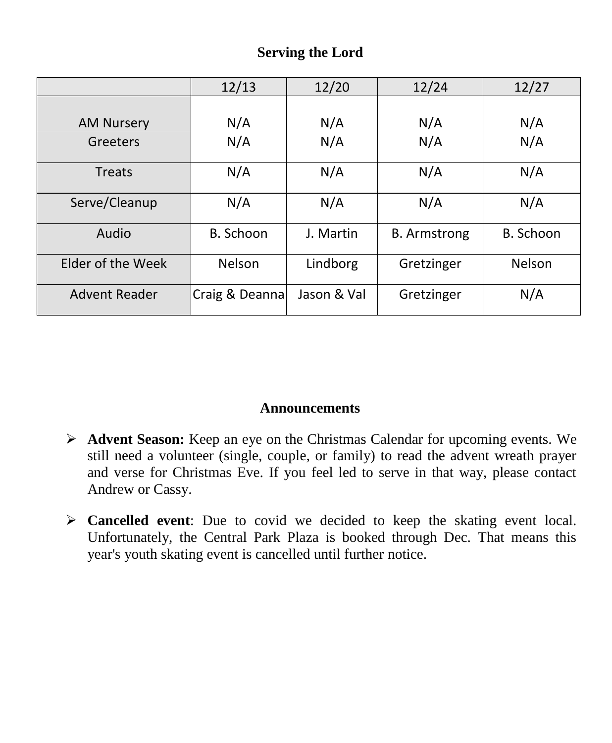## Serving the Lord

| | 12/13 | 12/20 | 12/24 | 12/27 |
|---|---|---|---|---|
| AM Nursery | N/A | N/A | N/A | N/A |
| Greeters | N/A | N/A | N/A | N/A |
| Treats | N/A | N/A | N/A | N/A |
| Serve/Cleanup | N/A | N/A | N/A | N/A |
| Audio | B. Schoon | J. Martin | B. Armstrong | B. Schoon |
| Elder of the Week | Nelson | Lindborg | Gretzinger | Nelson |
| Advent Reader | Craig & Deanna | Jason & Val | Gretzinger | N/A |

## Announcements

- **Advent Season:** Keep an eye on the Christmas Calendar for upcoming events. We still need a volunteer (single, couple, or family) to read the advent wreath prayer and verse for Christmas Eve. If you feel led to serve in that way, please contact Andrew or Cassy.

- **Cancelled event**: Due to covid we decided to keep the skating event local. Unfortunately, the Central Park Plaza is booked through Dec. That means this year's youth skating event is cancelled until further notice.